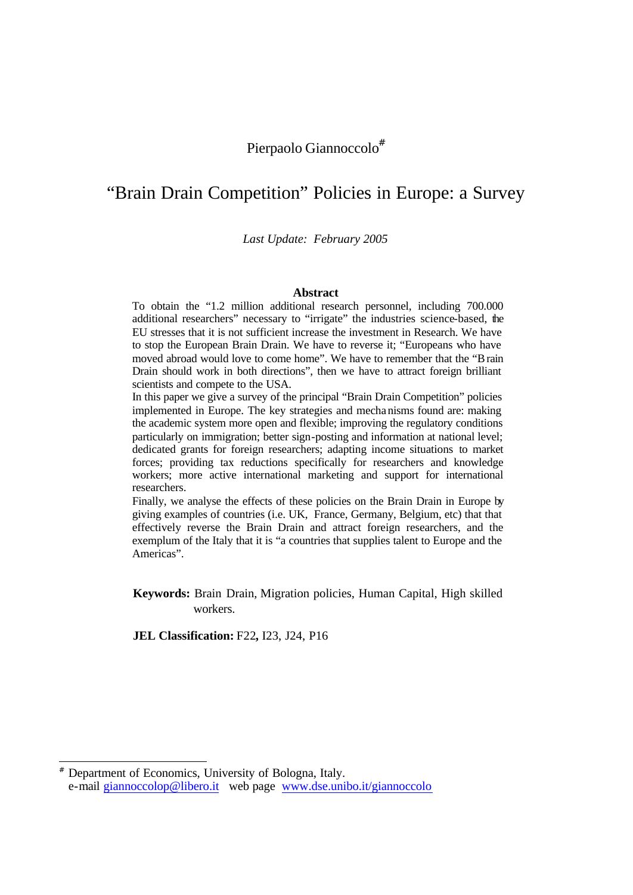Pierpaolo Giannoccolo[#]

# "Brain Drain Competition" Policies in Europe: a Survey

*Last Update: February 2005*

## Abstract

To obtain the "1.2 million additional research personnel, including 700.000 additional researchers" necessary to "irrigate" the industries science-based, the EU stresses that it is not sufficient increase the investment in Research. We have to stop the European Brain Drain. We have to reverse it; "Europeans who have moved abroad would love to come home". We have to remember that the "Brain Drain should work in both directions", then we have to attract foreign brilliant scientists and compete to the USA.

In this paper we give a survey of the principal "Brain Drain Competition" policies implemented in Europe. The key strategies and mechanisms found are: making the academic system more open and flexible; improving the regulatory conditions particularly on immigration; better sign-posting and information at national level; dedicated grants for foreign researchers; adapting income situations to market forces; providing tax reductions specifically for researchers and knowledge workers; more active international marketing and support for international researchers.

Finally, we analyse the effects of these policies on the Brain Drain in Europe by giving examples of countries (i.e. UK, France, Germany, Belgium, etc) that that effectively reverse the Brain Drain and attract foreign researchers, and the exemplum of the Italy that it is "a countries that supplies talent to Europe and the Americas".

**Keywords:** Brain Drain, Migration policies, Human Capital, High skilled workers.

**JEL Classification:** F22**,** I23, J24, P16

---

[#] Department of Economics, University of Bologna, Italy.
e-mail giannoccolop@libero.it web page www.dse.unibo.it/giannoccolo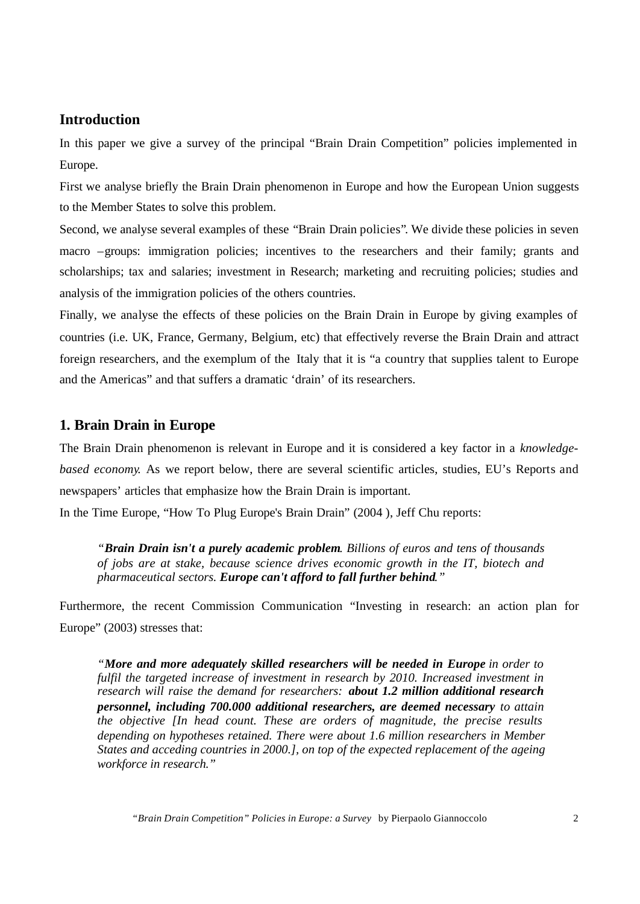## Introduction

In this paper we give a survey of the principal "Brain Drain Competition" policies implemented in Europe.

First we analyse briefly the Brain Drain phenomenon in Europe and how the European Union suggests to the Member States to solve this problem.

Second, we analyse several examples of these "Brain Drain policies". We divide these policies in seven macro –groups: immigration policies; incentives to the researchers and their family; grants and scholarships; tax and salaries; investment in Research; marketing and recruiting policies; studies and analysis of the immigration policies of the others countries.

Finally, we analyse the effects of these policies on the Brain Drain in Europe by giving examples of countries (i.e. UK, France, Germany, Belgium, etc) that effectively reverse the Brain Drain and attract foreign researchers, and the exemplum of the Italy that it is "a country that supplies talent to Europe and the Americas" and that suffers a dramatic 'drain' of its researchers.

## 1. Brain Drain in Europe

The Brain Drain phenomenon is relevant in Europe and it is considered a key factor in a *knowledge-based economy*. As we report below, there are several scientific articles, studies, EU's Reports and newspapers' articles that emphasize how the Brain Drain is important.

In the Time Europe, "How To Plug Europe's Brain Drain" (2004 ), Jeff Chu reports:

> *"**Brain Drain isn't a purely academic problem**. Billions of euros and tens of thousands of jobs are at stake, because science drives economic growth in the IT, biotech and pharmaceutical sectors. **Europe can't afford to fall further behind**."*

Furthermore, the recent Commission Communication "Investing in research: an action plan for Europe" (2003) stresses that:

> *"**More and more adequately skilled researchers will be needed in Europe** in order to fulfil the targeted increase of investment in research by 2010. Increased investment in research will raise the demand for researchers: **about 1.2 million additional research personnel, including 700.000 additional researchers, are deemed necessary** to attain the objective [In head count. These are orders of magnitude, the precise results depending on hypotheses retained. There were about 1.6 million researchers in Member States and acceding countries in 2000.], on top of the expected replacement of the ageing workforce in research."*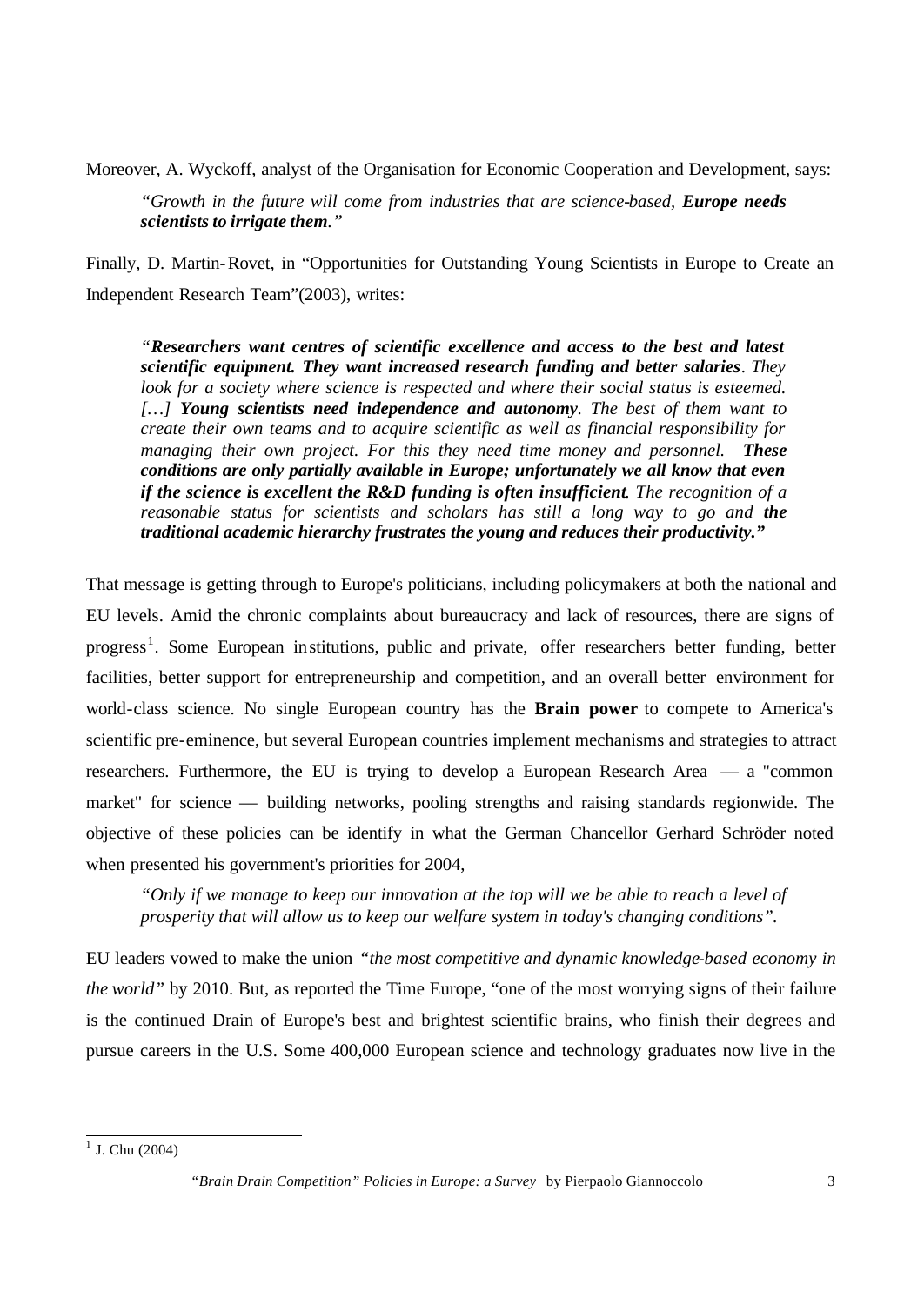Moreover, A. Wyckoff, analyst of the Organisation for Economic Cooperation and Development, says:

> *"Growth in the future will come from industries that are science-based, **Europe needs scientists to irrigate them**."*

Finally, D. Martin-Rovet, in "Opportunities for Outstanding Young Scientists in Europe to Create an Independent Research Team"(2003), writes:

> *"**Researchers want centres of scientific excellence and access to the best and latest scientific equipment. They want increased research funding and better salaries**. They look for a society where science is respected and where their social status is esteemed. […] **Young scientists need independence and autonomy**. The best of them want to create their own teams and to acquire scientific as well as financial responsibility for managing their own project. For this they need time money and personnel. **These conditions are only partially available in Europe; unfortunately we all know that even if the science is excellent the R&D funding is often insufficient**. The recognition of a reasonable status for scientists and scholars has still a long way to go and **the traditional academic hierarchy frustrates the young and reduces their productivity."***

That message is getting through to Europe's politicians, including policymakers at both the national and EU levels. Amid the chronic complaints about bureaucracy and lack of resources, there are signs of progress[1]. Some European institutions, public and private, offer researchers better funding, better facilities, better support for entrepreneurship and competition, and an overall better environment for world-class science. No single European country has the **Brain power** to compete to America's scientific pre-eminence, but several European countries implement mechanisms and strategies to attract researchers. Furthermore, the EU is trying to develop a European Research Area — a "common market" for science — building networks, pooling strengths and raising standards regionwide. The objective of these policies can be identify in what the German Chancellor Gerhard Schröder noted when presented his government's priorities for 2004,

> *"Only if we manage to keep our innovation at the top will we be able to reach a level of prosperity that will allow us to keep our welfare system in today's changing conditions".*

EU leaders vowed to make the union *"the most competitive and dynamic knowledge-based economy in the world"* by 2010. But, as reported the Time Europe, "one of the most worrying signs of their failure is the continued Drain of Europe's best and brightest scientific brains, who finish their degrees and pursue careers in the U.S. Some 400,000 European science and technology graduates now live in the

---

[1] J. Chu (2004)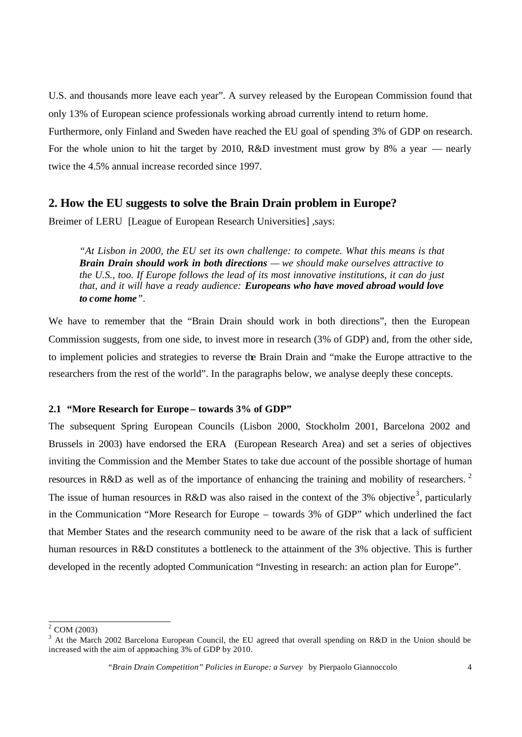U.S. and thousands more leave each year". A survey released by the European Commission found that only 13% of European science professionals working abroad currently intend to return home.

Furthermore, only Finland and Sweden have reached the EU goal of spending 3% of GDP on research. For the whole union to hit the target by 2010, R&D investment must grow by 8% a year — nearly twice the 4.5% annual increase recorded since 1997.

## 2. How the EU suggests to solve the Brain Drain problem in Europe?

Breimer of LERU [League of European Research Universities] ,says:

> *"At Lisbon in 2000, the EU set its own challenge: to compete. What this means is that* ***Brain Drain should work in both directions*** *— we should make ourselves attractive to the U.S., too. If Europe follows the lead of its most innovative institutions, it can do just that, and it will have a ready audience:* ***Europeans who have moved abroad would love to come home****".*

We have to remember that the "Brain Drain should work in both directions", then the European Commission suggests, from one side, to invest more in research (3% of GDP) and, from the other side, to implement policies and strategies to reverse the Brain Drain and "make the Europe attractive to the researchers from the rest of the world". In the paragraphs below, we analyse deeply these concepts.

### 2.1 "More Research for Europe – towards 3% of GDP"

The subsequent Spring European Councils (Lisbon 2000, Stockholm 2001, Barcelona 2002 and Brussels in 2003) have endorsed the ERA (European Research Area) and set a series of objectives inviting the Commission and the Member States to take due account of the possible shortage of human resources in R&D as well as of the importance of enhancing the training and mobility of researchers. [2]

The issue of human resources in R&D was also raised in the context of the 3% objective[3], particularly in the Communication "More Research for Europe – towards 3% of GDP" which underlined the fact that Member States and the research community need to be aware of the risk that a lack of sufficient human resources in R&D constitutes a bottleneck to the attainment of the 3% objective. This is further developed in the recently adopted Communication "Investing in research: an action plan for Europe".

---

[2] COM (2003)

[3] At the March 2002 Barcelona European Council, the EU agreed that overall spending on R&D in the Union should be increased with the aim of approaching 3% of GDP by 2010.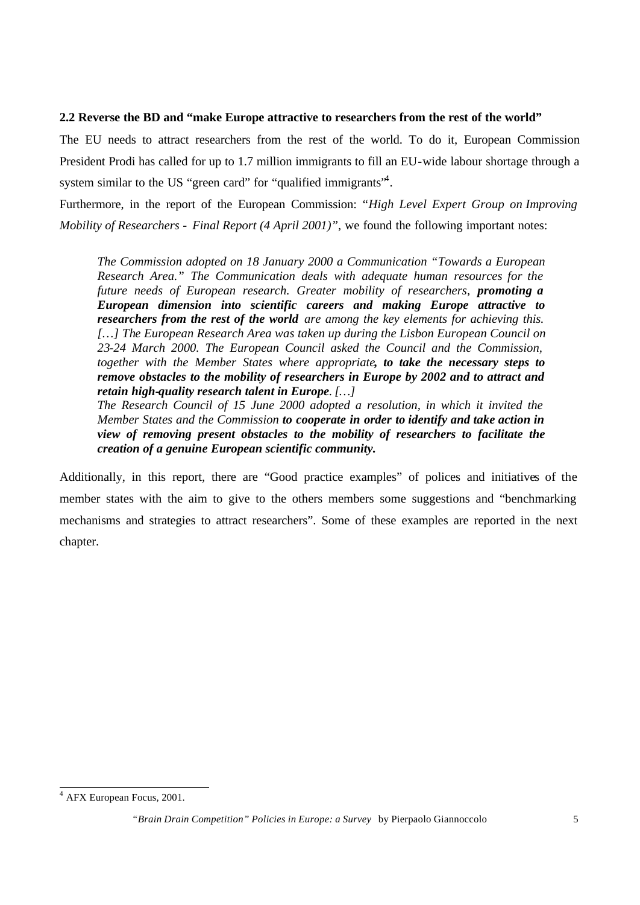### 2.2 Reverse the BD and "make Europe attractive to researchers from the rest of the world"

The EU needs to attract researchers from the rest of the world. To do it, European Commission President Prodi has called for up to 1.7 million immigrants to fill an EU-wide labour shortage through a system similar to the US "green card" for "qualified immigrants"[4].

Furthermore, in the report of the European Commission: "*High Level Expert Group on Improving Mobility of Researchers - Final Report (4 April 2001)*", we found the following important notes:

> *The Commission adopted on 18 January 2000 a Communication "Towards a European Research Area." The Communication deals with adequate human resources for the future needs of European research. Greater mobility of researchers,* ***promoting a European dimension into scientific careers and making Europe attractive to researchers from the rest of the world*** *are among the key elements for achieving this. […] The European Research Area was taken up during the Lisbon European Council on 23-24 March 2000. The European Council asked the Council and the Commission, together with the Member States where appropriate****, to take the necessary steps to remove obstacles to the mobility of researchers in Europe by 2002 and to attract and retain high-quality research talent in Europe****. […]*
>
> *The Research Council of 15 June 2000 adopted a resolution, in which it invited the Member States and the Commission* ***to cooperate in order to identify and take action in view of removing present obstacles to the mobility of researchers to facilitate the creation of a genuine European scientific community.***

Additionally, in this report, there are "Good practice examples" of polices and initiatives of the member states with the aim to give to the others members some suggestions and "benchmarking mechanisms and strategies to attract researchers". Some of these examples are reported in the next chapter.

[4] AFX European Focus, 2001.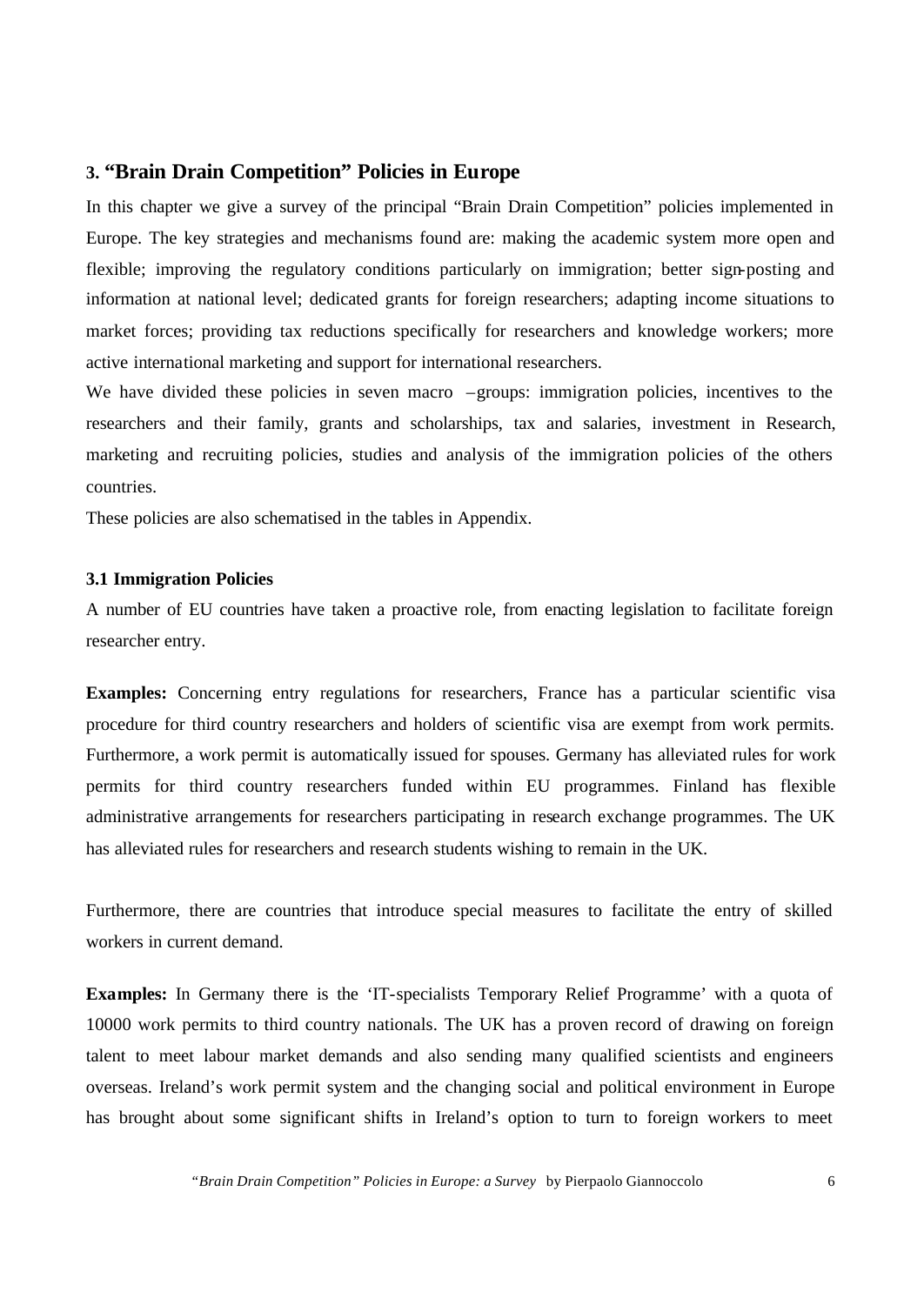## 3. "Brain Drain Competition" Policies in Europe

In this chapter we give a survey of the principal "Brain Drain Competition" policies implemented in Europe. The key strategies and mechanisms found are: making the academic system more open and flexible; improving the regulatory conditions particularly on immigration; better sign-posting and information at national level; dedicated grants for foreign researchers; adapting income situations to market forces; providing tax reductions specifically for researchers and knowledge workers; more active international marketing and support for international researchers.

We have divided these policies in seven macro –groups: immigration policies, incentives to the researchers and their family, grants and scholarships, tax and salaries, investment in Research, marketing and recruiting policies, studies and analysis of the immigration policies of the others countries.

These policies are also schematised in the tables in Appendix.

### 3.1 Immigration Policies

A number of EU countries have taken a proactive role, from enacting legislation to facilitate foreign researcher entry.

**Examples:** Concerning entry regulations for researchers, France has a particular scientific visa procedure for third country researchers and holders of scientific visa are exempt from work permits. Furthermore, a work permit is automatically issued for spouses. Germany has alleviated rules for work permits for third country researchers funded within EU programmes. Finland has flexible administrative arrangements for researchers participating in research exchange programmes. The UK has alleviated rules for researchers and research students wishing to remain in the UK.

Furthermore, there are countries that introduce special measures to facilitate the entry of skilled workers in current demand.

**Examples:** In Germany there is the 'IT-specialists Temporary Relief Programme' with a quota of 10000 work permits to third country nationals. The UK has a proven record of drawing on foreign talent to meet labour market demands and also sending many qualified scientists and engineers overseas. Ireland's work permit system and the changing social and political environment in Europe has brought about some significant shifts in Ireland's option to turn to foreign workers to meet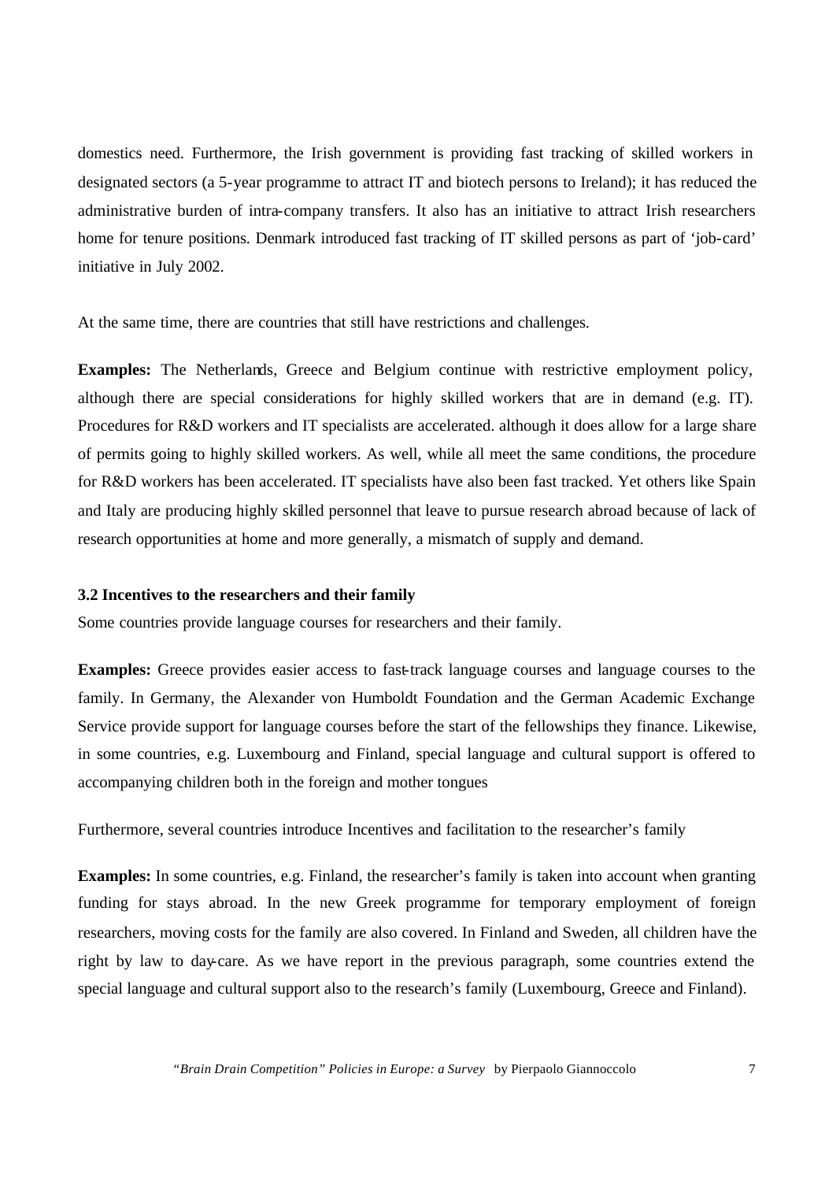domestics need. Furthermore, the Irish government is providing fast tracking of skilled workers in designated sectors (a 5-year programme to attract IT and biotech persons to Ireland); it has reduced the administrative burden of intra-company transfers. It also has an initiative to attract Irish researchers home for tenure positions. Denmark introduced fast tracking of IT skilled persons as part of 'job-card' initiative in July 2002.

At the same time, there are countries that still have restrictions and challenges.

**Examples:** The Netherlands, Greece and Belgium continue with restrictive employment policy, although there are special considerations for highly skilled workers that are in demand (e.g. IT). Procedures for R&D workers and IT specialists are accelerated. although it does allow for a large share of permits going to highly skilled workers. As well, while all meet the same conditions, the procedure for R&D workers has been accelerated. IT specialists have also been fast tracked. Yet others like Spain and Italy are producing highly skilled personnel that leave to pursue research abroad because of lack of research opportunities at home and more generally, a mismatch of supply and demand.

### 3.2 Incentives to the researchers and their family

Some countries provide language courses for researchers and their family.

**Examples:** Greece provides easier access to fast-track language courses and language courses to the family. In Germany, the Alexander von Humboldt Foundation and the German Academic Exchange Service provide support for language courses before the start of the fellowships they finance. Likewise, in some countries, e.g. Luxembourg and Finland, special language and cultural support is offered to accompanying children both in the foreign and mother tongues

Furthermore, several countries introduce Incentives and facilitation to the researcher's family

**Examples:** In some countries, e.g. Finland, the researcher's family is taken into account when granting funding for stays abroad. In the new Greek programme for temporary employment of foreign researchers, moving costs for the family are also covered. In Finland and Sweden, all children have the right by law to day-care. As we have report in the previous paragraph, some countries extend the special language and cultural support also to the research's family (Luxembourg, Greece and Finland).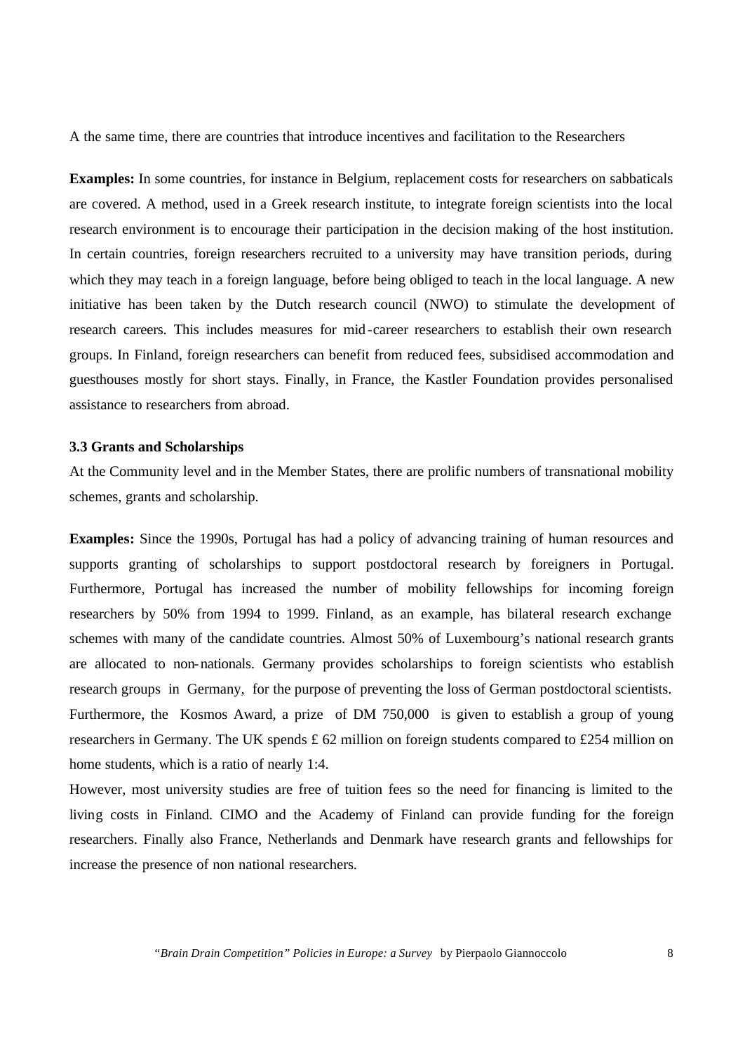A the same time, there are countries that introduce incentives and facilitation to the Researchers

**Examples:** In some countries, for instance in Belgium, replacement costs for researchers on sabbaticals are covered. A method, used in a Greek research institute, to integrate foreign scientists into the local research environment is to encourage their participation in the decision making of the host institution. In certain countries, foreign researchers recruited to a university may have transition periods, during which they may teach in a foreign language, before being obliged to teach in the local language. A new initiative has been taken by the Dutch research council (NWO) to stimulate the development of research careers. This includes measures for mid-career researchers to establish their own research groups. In Finland, foreign researchers can benefit from reduced fees, subsidised accommodation and guesthouses mostly for short stays. Finally, in France, the Kastler Foundation provides personalised assistance to researchers from abroad.

### 3.3 Grants and Scholarships

At the Community level and in the Member States, there are prolific numbers of transnational mobility schemes, grants and scholarship.

**Examples:** Since the 1990s, Portugal has had a policy of advancing training of human resources and supports granting of scholarships to support postdoctoral research by foreigners in Portugal. Furthermore, Portugal has increased the number of mobility fellowships for incoming foreign researchers by 50% from 1994 to 1999. Finland, as an example, has bilateral research exchange schemes with many of the candidate countries. Almost 50% of Luxembourg's national research grants are allocated to non-nationals. Germany provides scholarships to foreign scientists who establish research groups in Germany, for the purpose of preventing the loss of German postdoctoral scientists. Furthermore, the Kosmos Award, a prize of DM 750,000 is given to establish a group of young researchers in Germany. The UK spends £ 62 million on foreign students compared to £254 million on home students, which is a ratio of nearly 1:4.

However, most university studies are free of tuition fees so the need for financing is limited to the living costs in Finland. CIMO and the Academy of Finland can provide funding for the foreign researchers. Finally also France, Netherlands and Denmark have research grants and fellowships for increase the presence of non national researchers.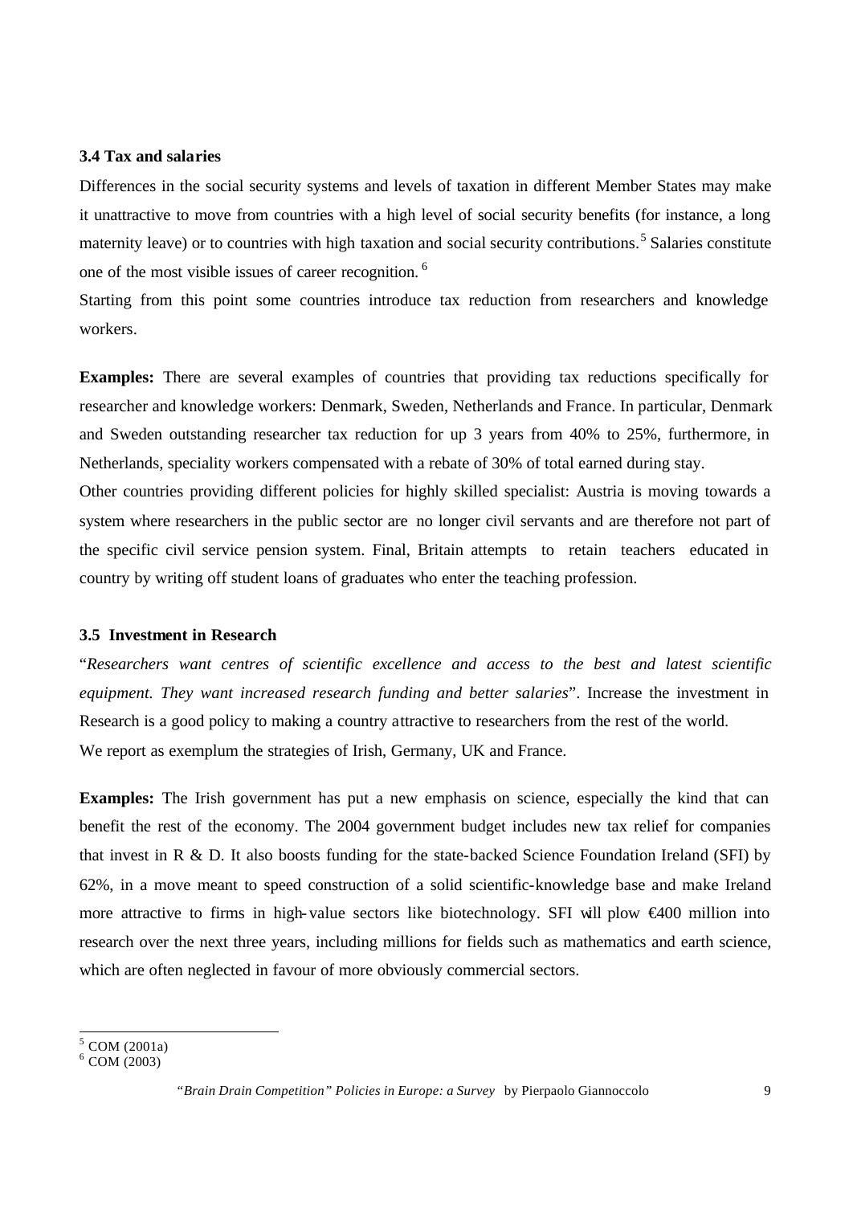### 3.4 Tax and salaries

Differences in the social security systems and levels of taxation in different Member States may make it unattractive to move from countries with a high level of social security benefits (for instance, a long maternity leave) or to countries with high taxation and social security contributions.[5] Salaries constitute one of the most visible issues of career recognition.[6]

Starting from this point some countries introduce tax reduction from researchers and knowledge workers.

**Examples:** There are several examples of countries that providing tax reductions specifically for researcher and knowledge workers: Denmark, Sweden, Netherlands and France. In particular, Denmark and Sweden outstanding researcher tax reduction for up 3 years from 40% to 25%, furthermore, in Netherlands, speciality workers compensated with a rebate of 30% of total earned during stay.

Other countries providing different policies for highly skilled specialist: Austria is moving towards a system where researchers in the public sector are no longer civil servants and are therefore not part of the specific civil service pension system. Final, Britain attempts to retain teachers educated in country by writing off student loans of graduates who enter the teaching profession.

### 3.5 Investment in Research

"*Researchers want centres of scientific excellence and access to the best and latest scientific equipment. They want increased research funding and better salaries*". Increase the investment in Research is a good policy to making a country attractive to researchers from the rest of the world.

We report as exemplum the strategies of Irish, Germany, UK and France.

**Examples:** The Irish government has put a new emphasis on science, especially the kind that can benefit the rest of the economy. The 2004 government budget includes new tax relief for companies that invest in R & D. It also boosts funding for the state-backed Science Foundation Ireland (SFI) by 62%, in a move meant to speed construction of a solid scientific-knowledge base and make Ireland more attractive to firms in high-value sectors like biotechnology. SFI will plow €400 million into research over the next three years, including millions for fields such as mathematics and earth science, which are often neglected in favour of more obviously commercial sectors.

---

[5] COM (2001a)

[6] COM (2003)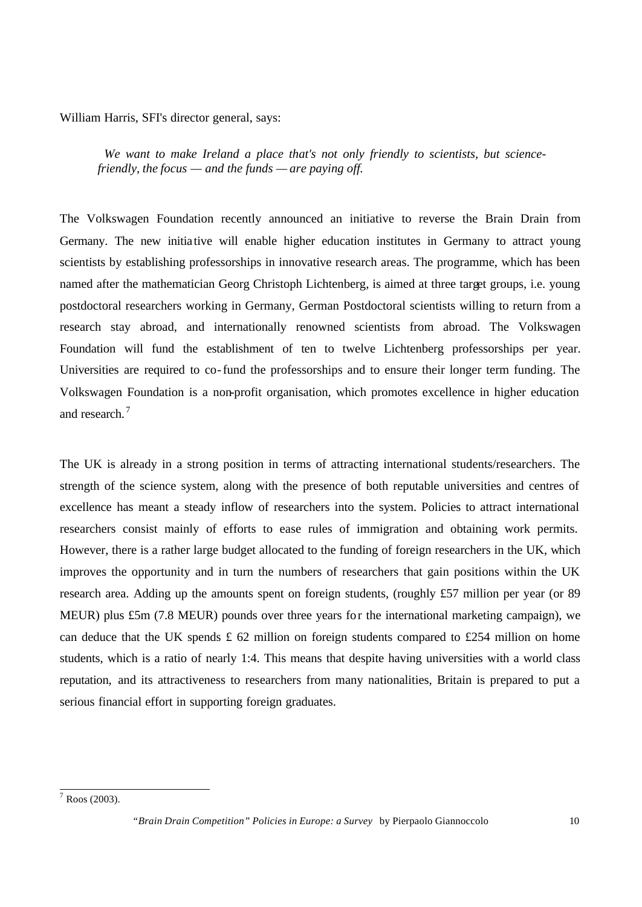William Harris, SFI's director general, says:

> *We want to make Ireland a place that's not only friendly to scientists, but science-friendly, the focus — and the funds — are paying off.*

The Volkswagen Foundation recently announced an initiative to reverse the Brain Drain from Germany. The new initiative will enable higher education institutes in Germany to attract young scientists by establishing professorships in innovative research areas. The programme, which has been named after the mathematician Georg Christoph Lichtenberg, is aimed at three target groups, i.e. young postdoctoral researchers working in Germany, German Postdoctoral scientists willing to return from a research stay abroad, and internationally renowned scientists from abroad. The Volkswagen Foundation will fund the establishment of ten to twelve Lichtenberg professorships per year. Universities are required to co-fund the professorships and to ensure their longer term funding. The Volkswagen Foundation is a non-profit organisation, which promotes excellence in higher education and research.[7]

The UK is already in a strong position in terms of attracting international students/researchers. The strength of the science system, along with the presence of both reputable universities and centres of excellence has meant a steady inflow of researchers into the system. Policies to attract international researchers consist mainly of efforts to ease rules of immigration and obtaining work permits. However, there is a rather large budget allocated to the funding of foreign researchers in the UK, which improves the opportunity and in turn the numbers of researchers that gain positions within the UK research area. Adding up the amounts spent on foreign students, (roughly £57 million per year (or 89 MEUR) plus £5m (7.8 MEUR) pounds over three years for the international marketing campaign), we can deduce that the UK spends £ 62 million on foreign students compared to £254 million on home students, which is a ratio of nearly 1:4. This means that despite having universities with a world class reputation, and its attractiveness to researchers from many nationalities, Britain is prepared to put a serious financial effort in supporting foreign graduates.

[7] Roos (2003).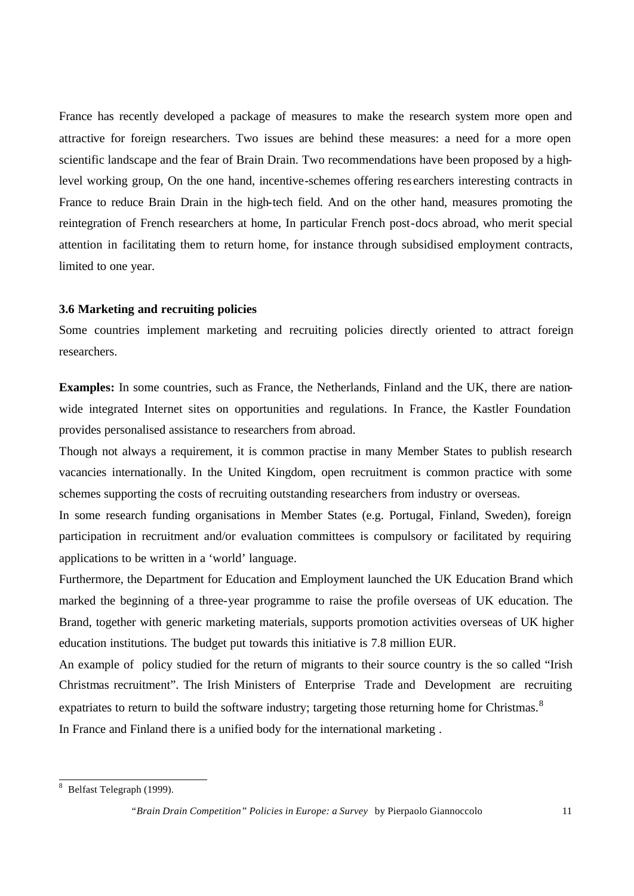France has recently developed a package of measures to make the research system more open and attractive for foreign researchers. Two issues are behind these measures: a need for a more open scientific landscape and the fear of Brain Drain. Two recommendations have been proposed by a high-level working group, On the one hand, incentive-schemes offering researchers interesting contracts in France to reduce Brain Drain in the high-tech field. And on the other hand, measures promoting the reintegration of French researchers at home, In particular French post-docs abroad, who merit special attention in facilitating them to return home, for instance through subsidised employment contracts, limited to one year.

### 3.6 Marketing and recruiting policies

Some countries implement marketing and recruiting policies directly oriented to attract foreign researchers.

**Examples:** In some countries, such as France, the Netherlands, Finland and the UK, there are nation-wide integrated Internet sites on opportunities and regulations. In France, the Kastler Foundation provides personalised assistance to researchers from abroad.

Though not always a requirement, it is common practise in many Member States to publish research vacancies internationally. In the United Kingdom, open recruitment is common practice with some schemes supporting the costs of recruiting outstanding researchers from industry or overseas.

In some research funding organisations in Member States (e.g. Portugal, Finland, Sweden), foreign participation in recruitment and/or evaluation committees is compulsory or facilitated by requiring applications to be written in a 'world' language.

Furthermore, the Department for Education and Employment launched the UK Education Brand which marked the beginning of a three-year programme to raise the profile overseas of UK education. The Brand, together with generic marketing materials, supports promotion activities overseas of UK higher education institutions. The budget put towards this initiative is 7.8 million EUR.

An example of policy studied for the return of migrants to their source country is the so called "Irish Christmas recruitment". The Irish Ministers of Enterprise Trade and Development are recruiting expatriates to return to build the software industry; targeting those returning home for Christmas.[8]

In France and Finland there is a unified body for the international marketing .

[8] Belfast Telegraph (1999).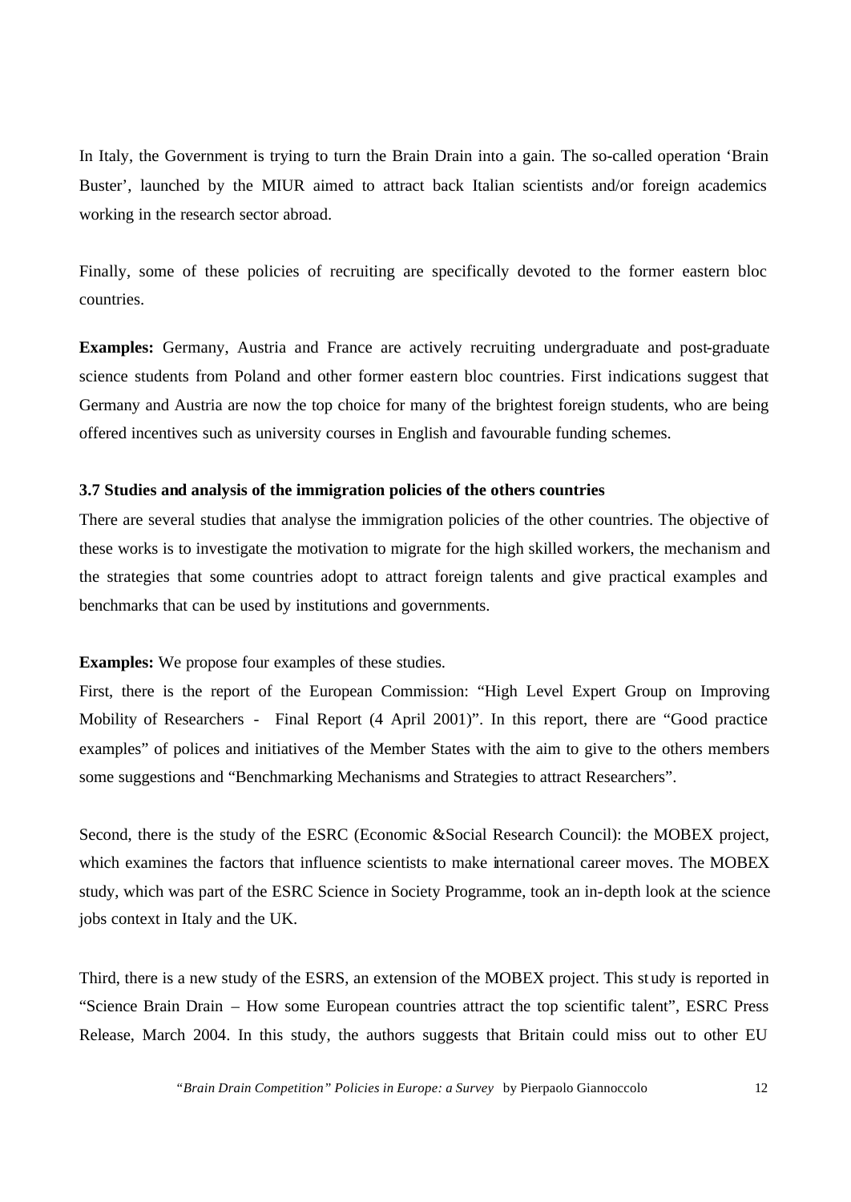In Italy, the Government is trying to turn the Brain Drain into a gain. The so-called operation 'Brain Buster', launched by the MIUR aimed to attract back Italian scientists and/or foreign academics working in the research sector abroad.

Finally, some of these policies of recruiting are specifically devoted to the former eastern bloc countries.

**Examples:** Germany, Austria and France are actively recruiting undergraduate and post-graduate science students from Poland and other former eastern bloc countries. First indications suggest that Germany and Austria are now the top choice for many of the brightest foreign students, who are being offered incentives such as university courses in English and favourable funding schemes.

### 3.7 Studies and analysis of the immigration policies of the others countries

There are several studies that analyse the immigration policies of the other countries. The objective of these works is to investigate the motivation to migrate for the high skilled workers, the mechanism and the strategies that some countries adopt to attract foreign talents and give practical examples and benchmarks that can be used by institutions and governments.

**Examples:** We propose four examples of these studies.

First, there is the report of the European Commission: "High Level Expert Group on Improving Mobility of Researchers - Final Report (4 April 2001)". In this report, there are "Good practice examples" of polices and initiatives of the Member States with the aim to give to the others members some suggestions and "Benchmarking Mechanisms and Strategies to attract Researchers".

Second, there is the study of the ESRC (Economic &Social Research Council): the MOBEX project, which examines the factors that influence scientists to make international career moves. The MOBEX study, which was part of the ESRC Science in Society Programme, took an in-depth look at the science jobs context in Italy and the UK.

Third, there is a new study of the ESRS, an extension of the MOBEX project. This study is reported in "Science Brain Drain – How some European countries attract the top scientific talent", ESRC Press Release, March 2004. In this study, the authors suggests that Britain could miss out to other EU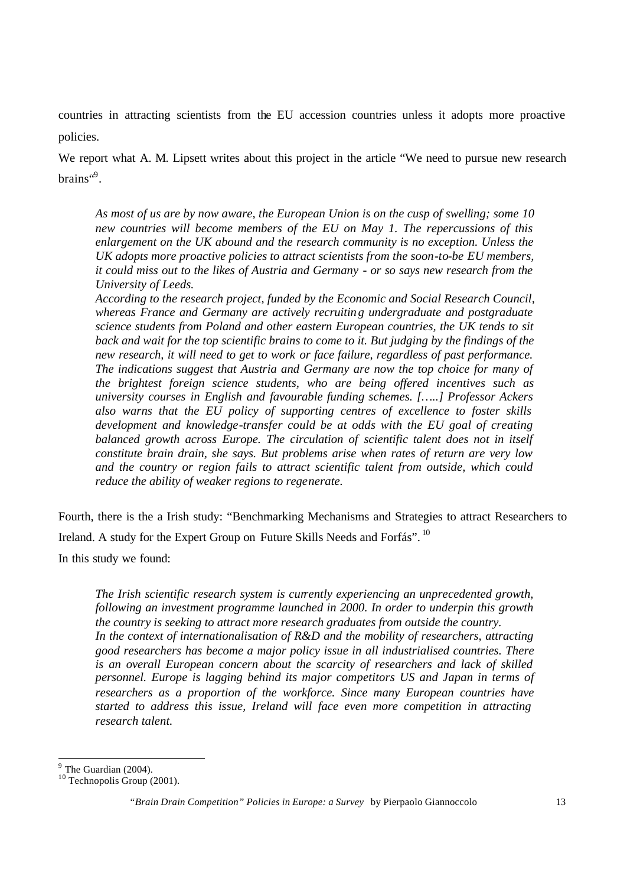countries in attracting scientists from the EU accession countries unless it adopts more proactive policies.

We report what A. M. Lipsett writes about this project in the article "We need to pursue new research brains"[9].

> *As most of us are by now aware, the European Union is on the cusp of swelling; some 10 new countries will become members of the EU on May 1. The repercussions of this enlargement on the UK abound and the research community is no exception. Unless the UK adopts more proactive policies to attract scientists from the soon-to-be EU members, it could miss out to the likes of Austria and Germany - or so says new research from the University of Leeds.*
> *According to the research project, funded by the Economic and Social Research Council, whereas France and Germany are actively recruiting undergraduate and postgraduate science students from Poland and other eastern European countries, the UK tends to sit back and wait for the top scientific brains to come to it. But judging by the findings of the new research, it will need to get to work or face failure, regardless of past performance. The indications suggest that Austria and Germany are now the top choice for many of the brightest foreign science students, who are being offered incentives such as university courses in English and favourable funding schemes. [.....] Professor Ackers also warns that the EU policy of supporting centres of excellence to foster skills development and knowledge-transfer could be at odds with the EU goal of creating balanced growth across Europe. The circulation of scientific talent does not in itself constitute brain drain, she says. But problems arise when rates of return are very low and the country or region fails to attract scientific talent from outside, which could reduce the ability of weaker regions to regenerate.*

Fourth, there is the a Irish study: "Benchmarking Mechanisms and Strategies to attract Researchers to Ireland. A study for the Expert Group on Future Skills Needs and Forfás".[10]

In this study we found:

> *The Irish scientific research system is currently experiencing an unprecedented growth, following an investment programme launched in 2000. In order to underpin this growth the country is seeking to attract more research graduates from outside the country.*
> *In the context of internationalisation of R&D and the mobility of researchers, attracting good researchers has become a major policy issue in all industrialised countries. There is an overall European concern about the scarcity of researchers and lack of skilled personnel. Europe is lagging behind its major competitors US and Japan in terms of researchers as a proportion of the workforce. Since many European countries have started to address this issue, Ireland will face even more competition in attracting research talent.*

---

[9] The Guardian (2004).

[10] Technopolis Group (2001).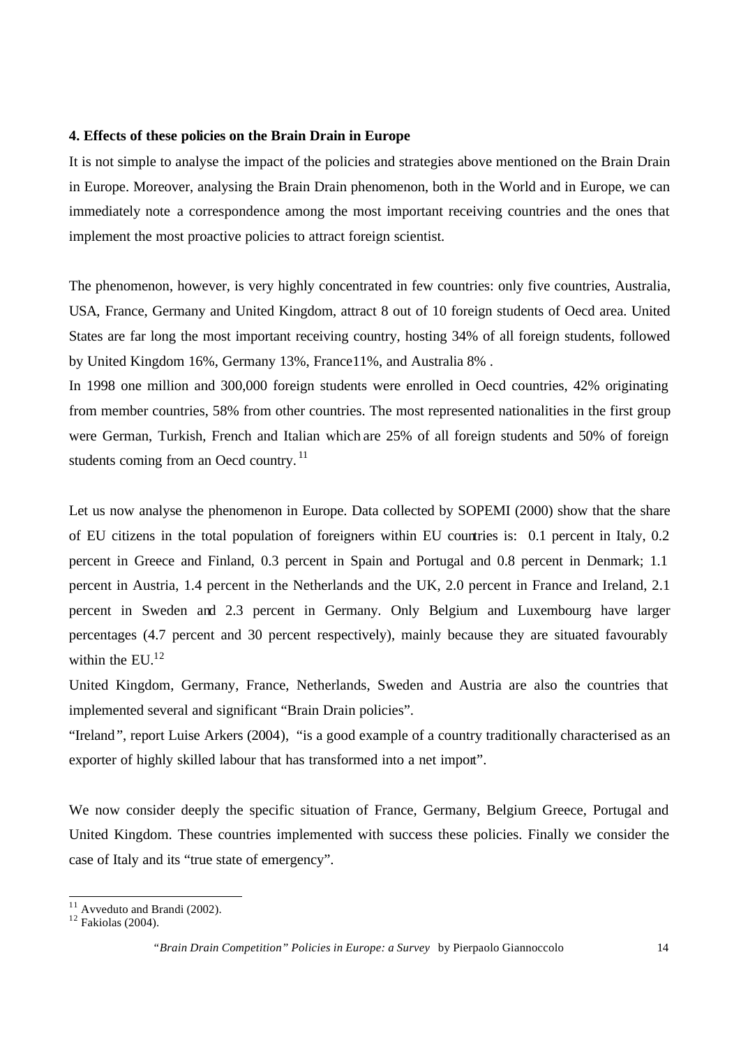**4. Effects of these policies on the Brain Drain in Europe**

It is not simple to analyse the impact of the policies and strategies above mentioned on the Brain Drain in Europe. Moreover, analysing the Brain Drain phenomenon, both in the World and in Europe, we can immediately note a correspondence among the most important receiving countries and the ones that implement the most proactive policies to attract foreign scientist.

The phenomenon, however, is very highly concentrated in few countries: only five countries, Australia, USA, France, Germany and United Kingdom, attract 8 out of 10 foreign students of Oecd area. United States are far long the most important receiving country, hosting 34% of all foreign students, followed by United Kingdom 16%, Germany 13%, France11%, and Australia 8% .

In 1998 one million and 300,000 foreign students were enrolled in Oecd countries, 42% originating from member countries, 58% from other countries. The most represented nationalities in the first group were German, Turkish, French and Italian which are 25% of all foreign students and 50% of foreign students coming from an Oecd country.[11]

Let us now analyse the phenomenon in Europe. Data collected by SOPEMI (2000) show that the share of EU citizens in the total population of foreigners within EU countries is: 0.1 percent in Italy, 0.2 percent in Greece and Finland, 0.3 percent in Spain and Portugal and 0.8 percent in Denmark; 1.1 percent in Austria, 1.4 percent in the Netherlands and the UK, 2.0 percent in France and Ireland, 2.1 percent in Sweden and 2.3 percent in Germany. Only Belgium and Luxembourg have larger percentages (4.7 percent and 30 percent respectively), mainly because they are situated favourably within the EU.[12]

United Kingdom, Germany, France, Netherlands, Sweden and Austria are also the countries that implemented several and significant "Brain Drain policies".

"Ireland", report Luise Arkers (2004), "is a good example of a country traditionally characterised as an exporter of highly skilled labour that has transformed into a net import".

We now consider deeply the specific situation of France, Germany, Belgium Greece, Portugal and United Kingdom. These countries implemented with success these policies. Finally we consider the case of Italy and its "true state of emergency".

[11] Avveduto and Brandi (2002).

[12] Fakiolas (2004).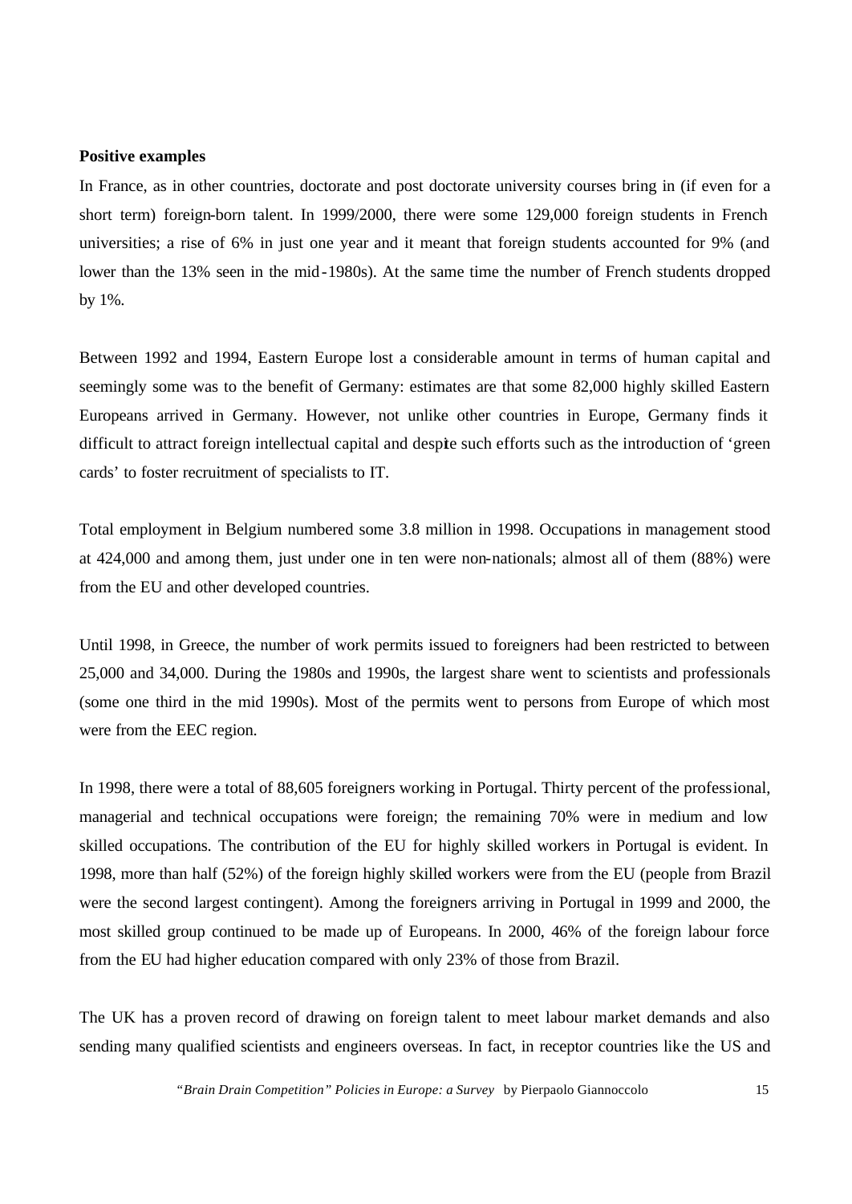**Positive examples**

In France, as in other countries, doctorate and post doctorate university courses bring in (if even for a short term) foreign-born talent. In 1999/2000, there were some 129,000 foreign students in French universities; a rise of 6% in just one year and it meant that foreign students accounted for 9% (and lower than the 13% seen in the mid-1980s). At the same time the number of French students dropped by 1%.

Between 1992 and 1994, Eastern Europe lost a considerable amount in terms of human capital and seemingly some was to the benefit of Germany: estimates are that some 82,000 highly skilled Eastern Europeans arrived in Germany. However, not unlike other countries in Europe, Germany finds it difficult to attract foreign intellectual capital and despite such efforts such as the introduction of 'green cards' to foster recruitment of specialists to IT.

Total employment in Belgium numbered some 3.8 million in 1998. Occupations in management stood at 424,000 and among them, just under one in ten were non-nationals; almost all of them (88%) were from the EU and other developed countries.

Until 1998, in Greece, the number of work permits issued to foreigners had been restricted to between 25,000 and 34,000. During the 1980s and 1990s, the largest share went to scientists and professionals (some one third in the mid 1990s). Most of the permits went to persons from Europe of which most were from the EEC region.

In 1998, there were a total of 88,605 foreigners working in Portugal. Thirty percent of the professional, managerial and technical occupations were foreign; the remaining 70% were in medium and low skilled occupations. The contribution of the EU for highly skilled workers in Portugal is evident. In 1998, more than half (52%) of the foreign highly skilled workers were from the EU (people from Brazil were the second largest contingent). Among the foreigners arriving in Portugal in 1999 and 2000, the most skilled group continued to be made up of Europeans. In 2000, 46% of the foreign labour force from the EU had higher education compared with only 23% of those from Brazil.

The UK has a proven record of drawing on foreign talent to meet labour market demands and also sending many qualified scientists and engineers overseas. In fact, in receptor countries like the US and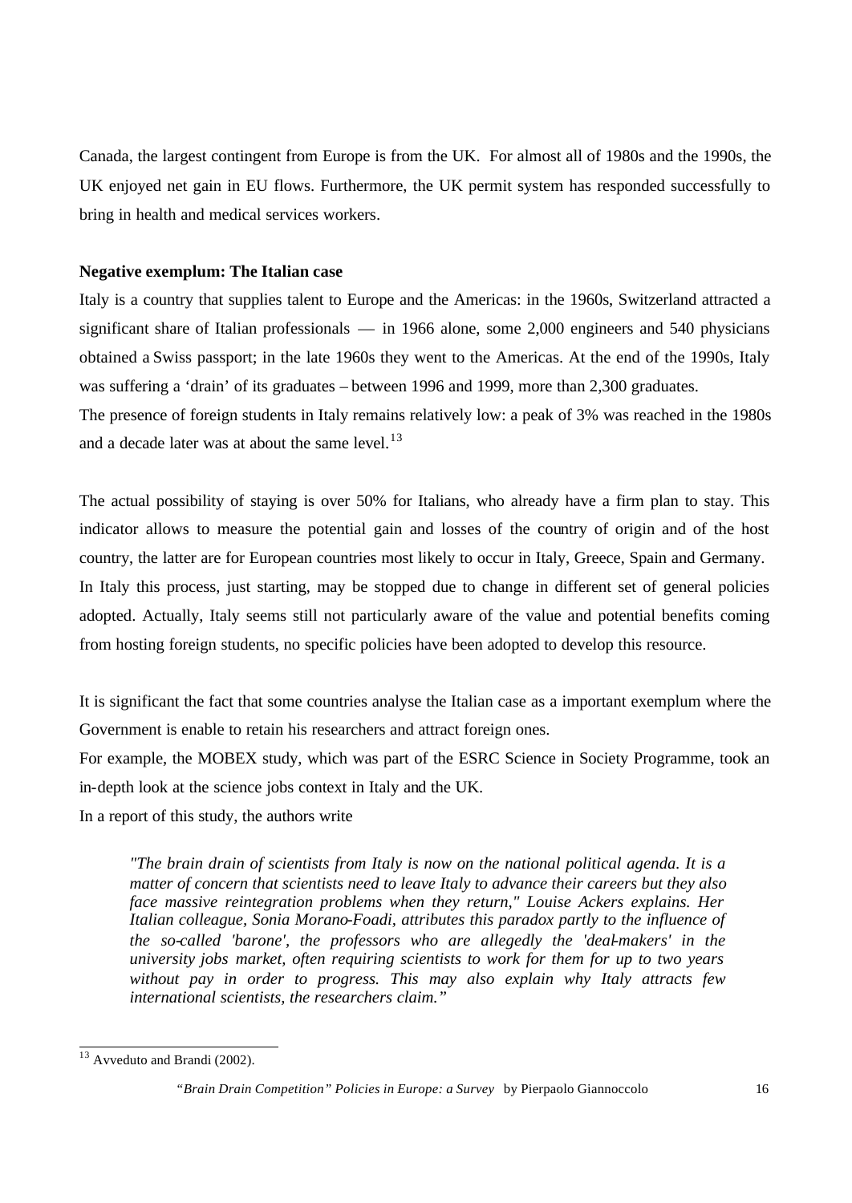Canada, the largest contingent from Europe is from the UK. For almost all of 1980s and the 1990s, the UK enjoyed net gain in EU flows. Furthermore, the UK permit system has responded successfully to bring in health and medical services workers.

**Negative exemplum: The Italian case**

Italy is a country that supplies talent to Europe and the Americas: in the 1960s, Switzerland attracted a significant share of Italian professionals — in 1966 alone, some 2,000 engineers and 540 physicians obtained a Swiss passport; in the late 1960s they went to the Americas. At the end of the 1990s, Italy was suffering a 'drain' of its graduates – between 1996 and 1999, more than 2,300 graduates.

The presence of foreign students in Italy remains relatively low: a peak of 3% was reached in the 1980s and a decade later was at about the same level.[13]

The actual possibility of staying is over 50% for Italians, who already have a firm plan to stay. This indicator allows to measure the potential gain and losses of the country of origin and of the host country, the latter are for European countries most likely to occur in Italy, Greece, Spain and Germany.

In Italy this process, just starting, may be stopped due to change in different set of general policies adopted. Actually, Italy seems still not particularly aware of the value and potential benefits coming from hosting foreign students, no specific policies have been adopted to develop this resource.

It is significant the fact that some countries analyse the Italian case as a important exemplum where the Government is enable to retain his researchers and attract foreign ones.

For example, the MOBEX study, which was part of the ESRC Science in Society Programme, took an in-depth look at the science jobs context in Italy and the UK.

In a report of this study, the authors write

> *"The brain drain of scientists from Italy is now on the national political agenda. It is a matter of concern that scientists need to leave Italy to advance their careers but they also face massive reintegration problems when they return," Louise Ackers explains. Her Italian colleague, Sonia Morano-Foadi, attributes this paradox partly to the influence of the so-called 'barone', the professors who are allegedly the 'deal-makers' in the university jobs market, often requiring scientists to work for them for up to two years without pay in order to progress. This may also explain why Italy attracts few international scientists, the researchers claim."*

---

[13] Avveduto and Brandi (2002).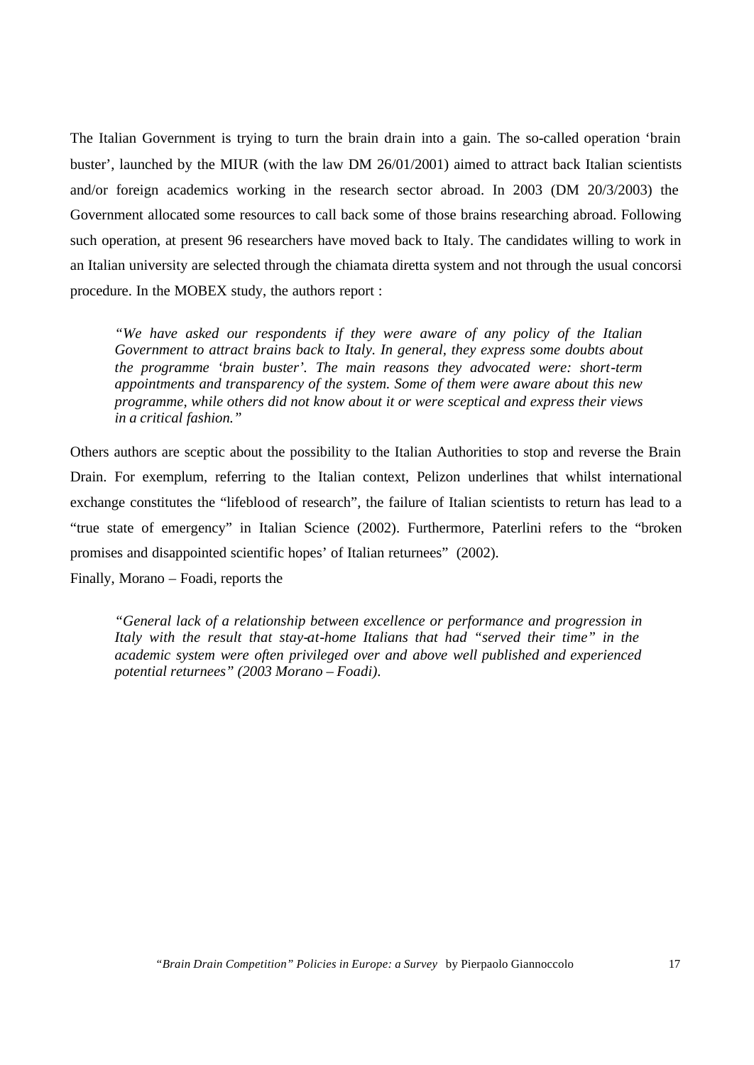The Italian Government is trying to turn the brain drain into a gain. The so-called operation 'brain buster', launched by the MIUR (with the law DM 26/01/2001) aimed to attract back Italian scientists and/or foreign academics working in the research sector abroad. In 2003 (DM 20/3/2003) the Government allocated some resources to call back some of those brains researching abroad. Following such operation, at present 96 researchers have moved back to Italy. The candidates willing to work in an Italian university are selected through the chiamata diretta system and not through the usual concorsi procedure. In the MOBEX study, the authors report :

> *"We have asked our respondents if they were aware of any policy of the Italian Government to attract brains back to Italy. In general, they express some doubts about the programme 'brain buster'. The main reasons they advocated were: short-term appointments and transparency of the system. Some of them were aware about this new programme, while others did not know about it or were sceptical and express their views in a critical fashion."*

Others authors are sceptic about the possibility to the Italian Authorities to stop and reverse the Brain Drain. For exemplum, referring to the Italian context, Pelizon underlines that whilst international exchange constitutes the "lifeblood of research", the failure of Italian scientists to return has lead to a "true state of emergency" in Italian Science (2002). Furthermore, Paterlini refers to the "broken promises and disappointed scientific hopes' of Italian returnees" (2002).

Finally, Morano – Foadi, reports the

> *"General lack of a relationship between excellence or performance and progression in Italy with the result that stay-at-home Italians that had "served their time" in the academic system were often privileged over and above well published and experienced potential returnees" (2003 Morano – Foadi).*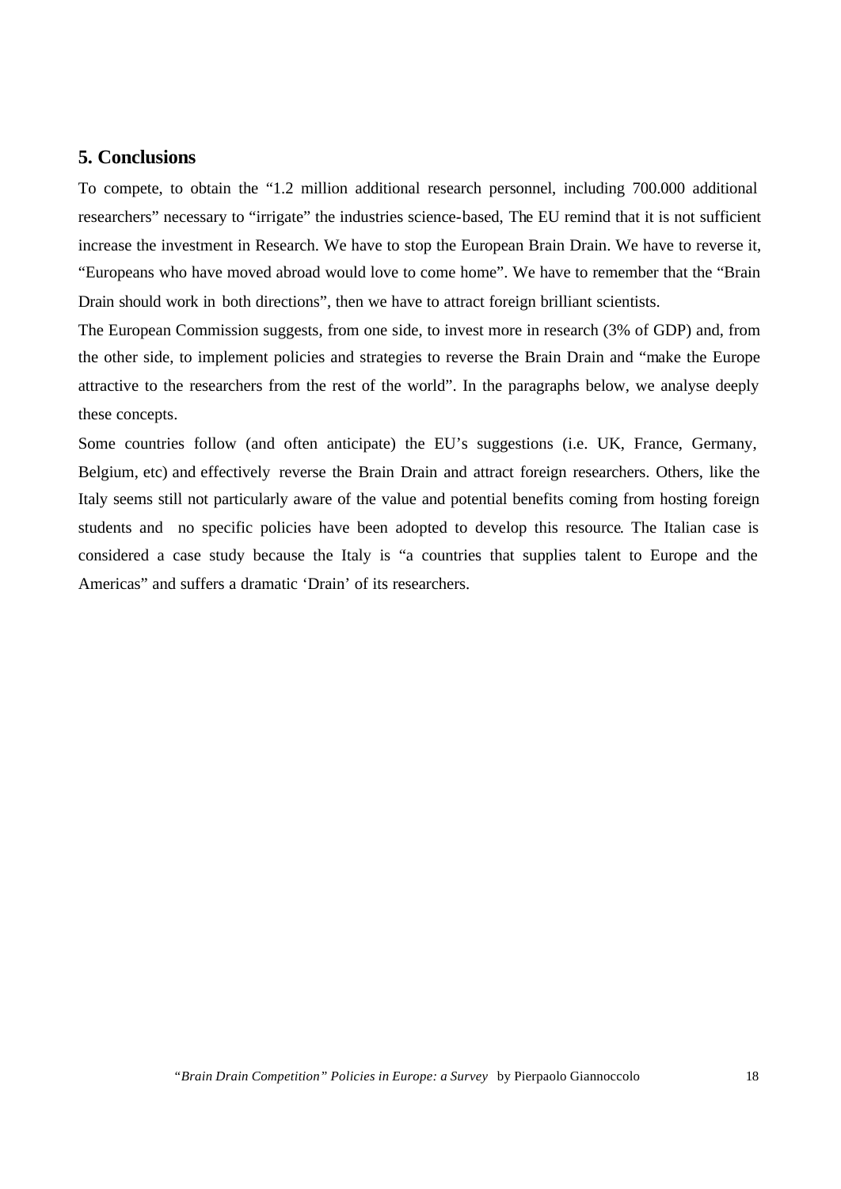## 5. Conclusions

To compete, to obtain the "1.2 million additional research personnel, including 700.000 additional researchers" necessary to "irrigate" the industries science-based, The EU remind that it is not sufficient increase the investment in Research. We have to stop the European Brain Drain. We have to reverse it, "Europeans who have moved abroad would love to come home". We have to remember that the "Brain Drain should work in both directions", then we have to attract foreign brilliant scientists.

The European Commission suggests, from one side, to invest more in research (3% of GDP) and, from the other side, to implement policies and strategies to reverse the Brain Drain and "make the Europe attractive to the researchers from the rest of the world". In the paragraphs below, we analyse deeply these concepts.

Some countries follow (and often anticipate) the EU's suggestions (i.e. UK, France, Germany, Belgium, etc) and effectively reverse the Brain Drain and attract foreign researchers. Others, like the Italy seems still not particularly aware of the value and potential benefits coming from hosting foreign students and no specific policies have been adopted to develop this resource. The Italian case is considered a case study because the Italy is "a countries that supplies talent to Europe and the Americas" and suffers a dramatic 'Drain' of its researchers.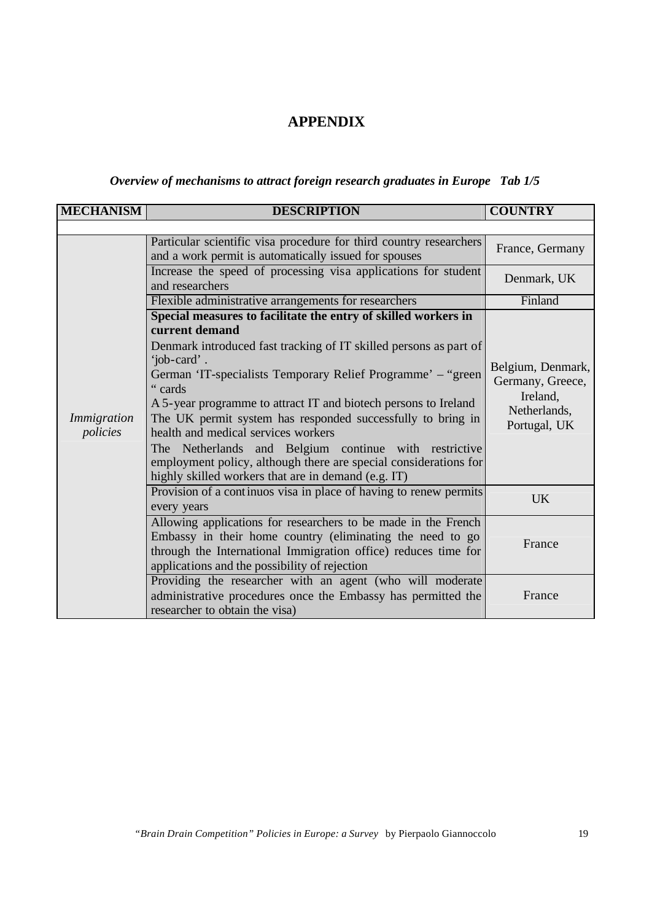# APPENDIX

***Overview of mechanisms to attract foreign research graduates in Europe Tab 1/5***

| MECHANISM | DESCRIPTION | COUNTRY |
|---|---|---|
| | | |
| *Immigration policies* | Particular scientific visa procedure for third country researchers and a work permit is automatically issued for spouses | France, Germany |
| | Increase the speed of processing visa applications for student and researchers | Denmark, UK |
| | Flexible administrative arrangements for researchers | Finland |
| | **Special measures to facilitate the entry of skilled workers in current demand**<br>Denmark introduced fast tracking of IT skilled persons as part of 'job-card' .<br>German 'IT-specialists Temporary Relief Programme' – "green " cards<br>A 5-year programme to attract IT and biotech persons to Ireland<br>The UK permit system has responded successfully to bring in health and medical services workers<br>The Netherlands and Belgium continue with restrictive employment policy, although there are special considerations for highly skilled workers that are in demand (e.g. IT) | Belgium, Denmark, Germany, Greece, Ireland, Netherlands, Portugal, UK |
| | Provision of a continuos visa in place of having to renew permits every years | UK |
| | Allowing applications for researchers to be made in the French Embassy in their home country (eliminating the need to go through the International Immigration office) reduces time for applications and the possibility of rejection | France |
| | Providing the researcher with an agent (who will moderate administrative procedures once the Embassy has permitted the researcher to obtain the visa) | France |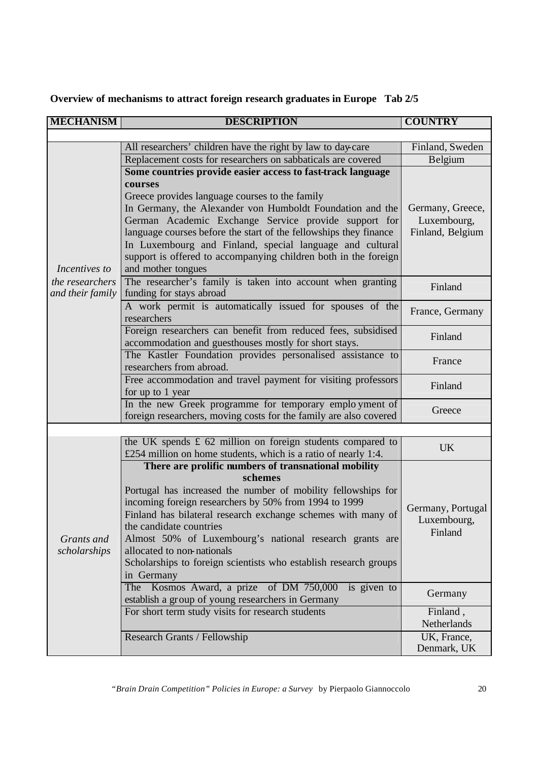**Overview of mechanisms to attract foreign research graduates in Europe Tab 2/5**

| MECHANISM | DESCRIPTION | COUNTRY |
|---|---|---|
| *Incentives to the researchers and their family* | All researchers' children have the right by law to day-care | Finland, Sweden |
| | Replacement costs for researchers on sabbaticals are covered | Belgium |
| | **Some countries provide easier access to fast-track language courses** Greece provides language courses to the family In Germany, the Alexander von Humboldt Foundation and the German Academic Exchange Service provide support for language courses before the start of the fellowships they finance In Luxembourg and Finland, special language and cultural support is offered to accompanying children both in the foreign and mother tongues | Germany, Greece, Luxembourg, Finland, Belgium |
| | The researcher's family is taken into account when granting funding for stays abroad | Finland |
| | A work permit is automatically issued for spouses of the researchers | France, Germany |
| | Foreign researchers can benefit from reduced fees, subsidised accommodation and guesthouses mostly for short stays. | Finland |
| | The Kastler Foundation provides personalised assistance to researchers from abroad. | France |
| | Free accommodation and travel payment for visiting professors for up to 1 year | Finland |
| | In the new Greek programme for temporary employment of foreign researchers, moving costs for the family are also covered | Greece |
| *Grants and scholarships* | the UK spends £ 62 million on foreign students compared to £254 million on home students, which is a ratio of nearly 1:4. | UK |
| | **There are prolific numbers of transnational mobility schemes** Portugal has increased the number of mobility fellowships for incoming foreign researchers by 50% from 1994 to 1999 Finland has bilateral research exchange schemes with many of the candidate countries Almost 50% of Luxembourg's national research grants are allocated to non-nationals Scholarships to foreign scientists who establish research groups in Germany | Germany, Portugal Luxembourg, Finland |
| | The Kosmos Award, a prize of DM 750,000 is given to establish a group of young researchers in Germany | Germany |
| | For short term study visits for research students | Finland, Netherlands |
| | Research Grants / Fellowship | UK, France, Denmark, UK |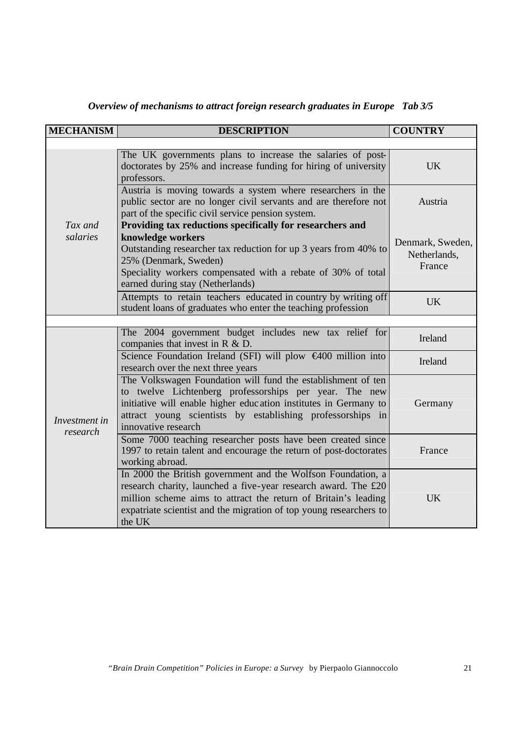***Overview of mechanisms to attract foreign research graduates in Europe Tab 3/5***

| MECHANISM | DESCRIPTION | COUNTRY |
|---|---|---|
| *Tax and salaries* | The UK governments plans to increase the salaries of post-doctorates by 25% and increase funding for hiring of university professors. | UK |
| | Austria is moving towards a system where researchers in the public sector are no longer civil servants and are therefore not part of the specific civil service pension system. | Austria |
| | **Providing tax reductions specifically for researchers and knowledge workers** Outstanding researcher tax reduction for up 3 years from 40% to 25% (Denmark, Sweden) Speciality workers compensated with a rebate of 30% of total earned during stay (Netherlands) | Denmark, Sweden, Netherlands, France |
| | Attempts to retain teachers educated in country by writing off student loans of graduates who enter the teaching profession | UK |
| *Investment in research* | The 2004 government budget includes new tax relief for companies that invest in R & D. | Ireland |
| | Science Foundation Ireland (SFI) will plow €400 million into research over the next three years | Ireland |
| | The Volkswagen Foundation will fund the establishment of ten to twelve Lichtenberg professorships per year. The new initiative will enable higher education institutes in Germany to attract young scientists by establishing professorships in innovative research | Germany |
| | Some 7000 teaching researcher posts have been created since 1997 to retain talent and encourage the return of post-doctorates working abroad. | France |
| | In 2000 the British government and the Wolfson Foundation, a research charity, launched a five-year research award. The £20 million scheme aims to attract the return of Britain's leading expatriate scientist and the migration of top young researchers to the UK | UK |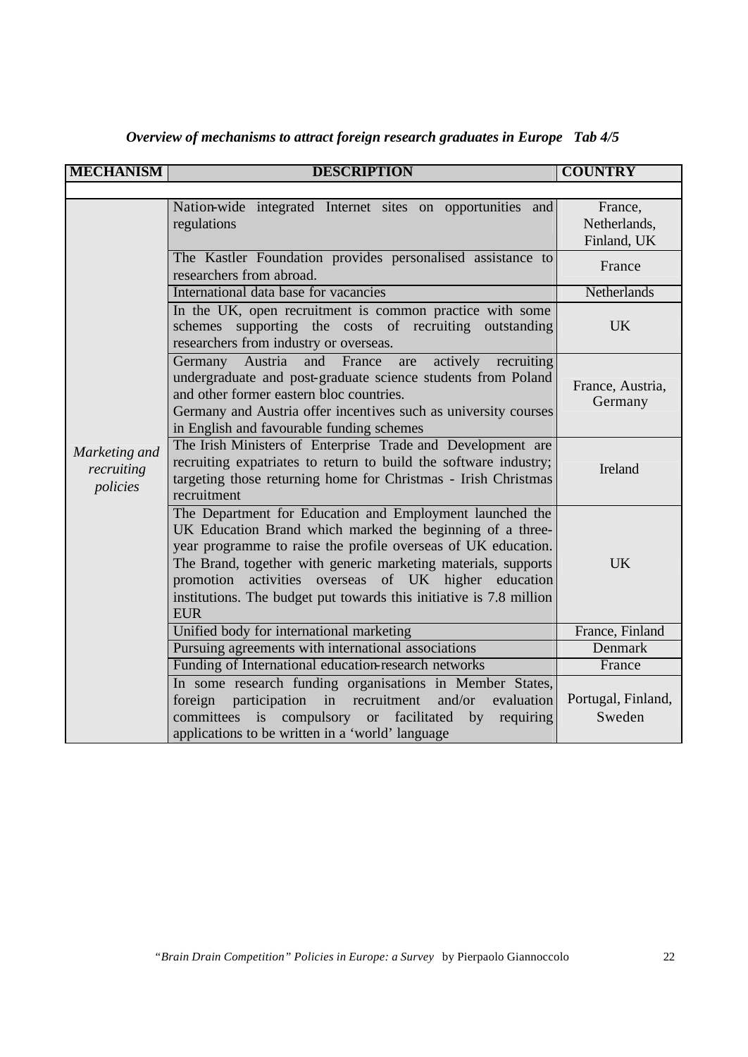***Overview of mechanisms to attract foreign research graduates in Europe Tab 4/5***

| MECHANISM | DESCRIPTION | COUNTRY |
|---|---|---|
| | | |
| *Marketing and recruiting policies* | Nation-wide integrated Internet sites on opportunities and regulations | France, Netherlands, Finland, UK |
| | The Kastler Foundation provides personalised assistance to researchers from abroad. | France |
| | International data base for vacancies | Netherlands |
| | In the UK, open recruitment is common practice with some schemes supporting the costs of recruiting outstanding researchers from industry or overseas. | UK |
| | Germany Austria and France are actively recruiting undergraduate and post-graduate science students from Poland and other former eastern bloc countries. Germany and Austria offer incentives such as university courses in English and favourable funding schemes | France, Austria, Germany |
| | The Irish Ministers of Enterprise Trade and Development are recruiting expatriates to return to build the software industry; targeting those returning home for Christmas - Irish Christmas recruitment | Ireland |
| | The Department for Education and Employment launched the UK Education Brand which marked the beginning of a three-year programme to raise the profile overseas of UK education. The Brand, together with generic marketing materials, supports promotion activities overseas of UK higher education institutions. The budget put towards this initiative is 7.8 million EUR | UK |
| | Unified body for international marketing | France, Finland |
| | Pursuing agreements with international associations | Denmark |
| | Funding of International education-research networks | France |
| | In some research funding organisations in Member States, foreign participation in recruitment and/or evaluation committees is compulsory or facilitated by requiring applications to be written in a 'world' language | Portugal, Finland, Sweden |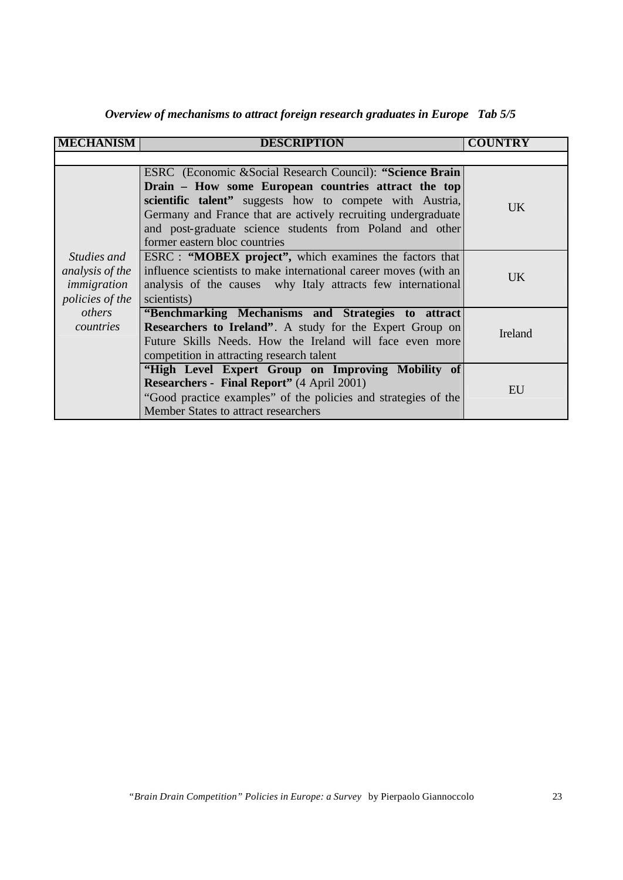***Overview of mechanisms to attract foreign research graduates in Europe Tab 5/5***

| MECHANISM | DESCRIPTION | COUNTRY |
|---|---|---|
| *Studies and analysis of the immigration policies of the others countries* | ESRC (Economic &Social Research Council): **"Science Brain Drain – How some European countries attract the top scientific talent"** suggests how to compete with Austria, Germany and France that are actively recruiting undergraduate and post-graduate science students from Poland and other former eastern bloc countries | UK |
| | ESRC : **"MOBEX project",** which examines the factors that influence scientists to make international career moves (with an analysis of the causes why Italy attracts few international scientists) | UK |
| | **"Benchmarking Mechanisms and Strategies to attract Researchers to Ireland"**. A study for the Expert Group on Future Skills Needs. How the Ireland will face even more competition in attracting research talent | Ireland |
| | **"High Level Expert Group on Improving Mobility of Researchers - Final Report"** (4 April 2001) "Good practice examples" of the policies and strategies of the Member States to attract researchers | EU |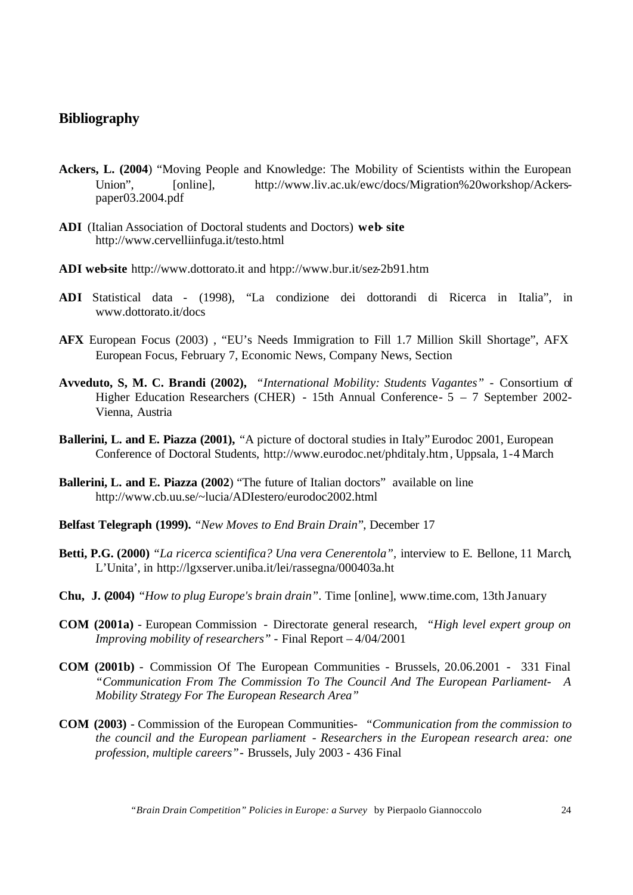## Bibliography

**Ackers, L. (2004**) "Moving People and Knowledge: The Mobility of Scientists within the European Union", [online], http://www.liv.ac.uk/ewc/docs/Migration%20workshop/Ackers-paper03.2004.pdf

**ADI** (Italian Association of Doctoral students and Doctors) **web- site** http://www.cervelliinfuga.it/testo.html

**ADI web-site** http://www.dottorato.it and htpp://www.bur.it/sez-2b91.htm

**ADI** Statistical data - (1998), "La condizione dei dottorandi di Ricerca in Italia", in www.dottorato.it/docs

**AFX** European Focus (2003) , "EU's Needs Immigration to Fill 1.7 Million Skill Shortage", AFX European Focus, February 7, Economic News, Company News, Section

**Avveduto, S, M. C. Brandi (2002),** *"International Mobility: Students Vagantes"* - Consortium of Higher Education Researchers (CHER) - 15th Annual Conference- 5 – 7 September 2002- Vienna, Austria

**Ballerini, L. and E. Piazza (2001),** "A picture of doctoral studies in Italy" Eurodoc 2001, European Conference of Doctoral Students, http://www.eurodoc.net/phditaly.htm, Uppsala, 1-4 March

**Ballerini, L. and E. Piazza (2002**) "The future of Italian doctors" available on line http://www.cb.uu.se/~lucia/ADIestero/eurodoc2002.html

**Belfast Telegraph (1999).** *"New Moves to End Brain Drain"*, December 17

**Betti, P.G. (2000)** *"La ricerca scientifica? Una vera Cenerentola"*, interview to E. Bellone, 11 March, L'Unita', in http://lgxserver.uniba.it/lei/rassegna/000403a.ht

**Chu, J. (2004)** *"How to plug Europe's brain drain"*. Time [online], www.time.com, 13th January

**COM (2001a)** - European Commission - Directorate general research, *"High level expert group on Improving mobility of researchers"* - Final Report – 4/04/2001

**COM (2001b)** - Commission Of The European Communities - Brussels, 20.06.2001 - 331 Final *"Communication From The Commission To The Council And The European Parliament- A Mobility Strategy For The European Research Area"*

**COM (2003)** - Commission of the European Communities- *"Communication from the commission to the council and the European parliament - Researchers in the European research area: one profession, multiple careers"*- Brussels, July 2003 - 436 Final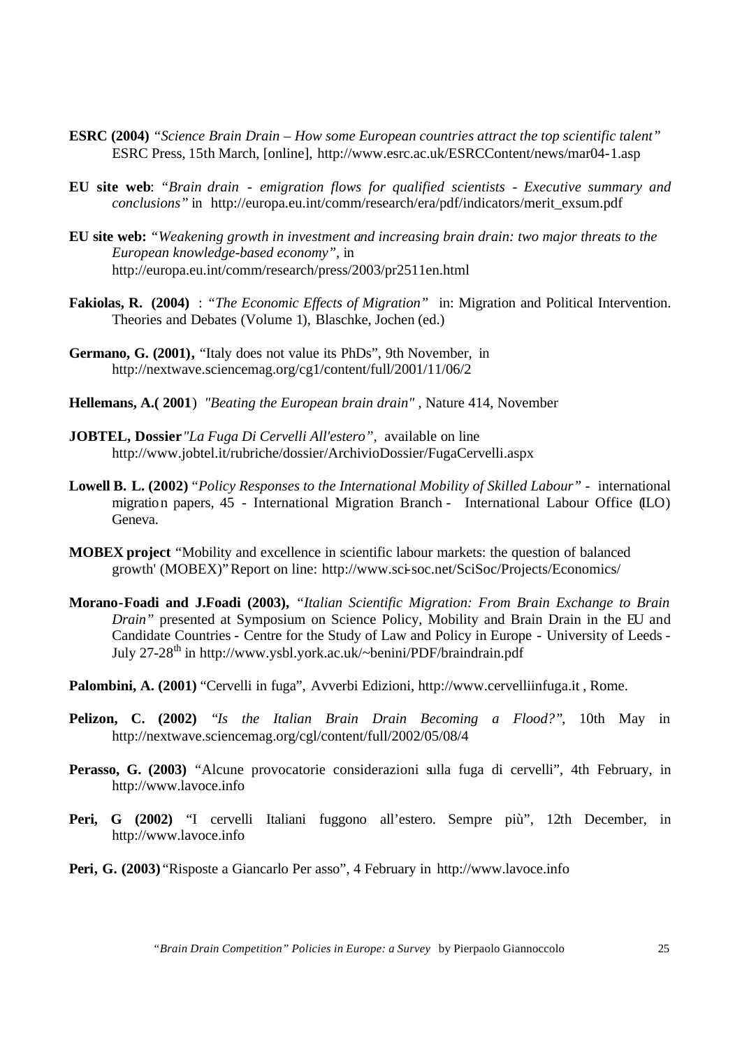**ESRC (2004)** *"Science Brain Drain – How some European countries attract the top scientific talent"* ESRC Press, 15th March, [online], http://www.esrc.ac.uk/ESRCContent/news/mar04-1.asp

**EU site web**: *"Brain drain - emigration flows for qualified scientists - Executive summary and conclusions"* in http://europa.eu.int/comm/research/era/pdf/indicators/merit_exsum.pdf

**EU site web:** *"Weakening growth in investment and increasing brain drain: two major threats to the European knowledge-based economy"*, in http://europa.eu.int/comm/research/press/2003/pr2511en.html

**Fakiolas, R. (2004)** : *"The Economic Effects of Migration"* in: Migration and Political Intervention. Theories and Debates (Volume 1), Blaschke, Jochen (ed.)

**Germano, G. (2001),** "Italy does not value its PhDs", 9th November, in http://nextwave.sciencemag.org/cg1/content/full/2001/11/06/2

**Hellemans, A.( 2001**) *"Beating the European brain drain"* , Nature 414, November

**JOBTEL, Dossier** *"La Fuga Di Cervelli All'estero"*, available on line http://www.jobtel.it/rubriche/dossier/ArchivioDossier/FugaCervelli.aspx

**Lowell B. L. (2002)** *"Policy Responses to the International Mobility of Skilled Labour"* - international migration papers, 45 - International Migration Branch - International Labour Office (ILO) Geneva.

**MOBEX project** "Mobility and excellence in scientific labour markets: the question of balanced growth' (MOBEX)" Report on line: http://www.sci-soc.net/SciSoc/Projects/Economics/

**Morano-Foadi and J.Foadi (2003),** *"Italian Scientific Migration: From Brain Exchange to Brain Drain"* presented at Symposium on Science Policy, Mobility and Brain Drain in the EU and Candidate Countries - Centre for the Study of Law and Policy in Europe - University of Leeds - July 27-28th in http://www.ysbl.york.ac.uk/~benini/PDF/braindrain.pdf

**Palombini, A. (2001)** "Cervelli in fuga", Avverbi Edizioni, http://www.cervelliinfuga.it , Rome.

**Pelizon, C. (2002)** *"Is the Italian Brain Drain Becoming a Flood?"*, 10th May in http://nextwave.sciencemag.org/cgl/content/full/2002/05/08/4

**Perasso, G. (2003)** "Alcune provocatorie considerazioni sulla fuga di cervelli", 4th February, in http://www.lavoce.info

**Peri, G (2002)** "I cervelli Italiani fuggono all'estero. Sempre più", 12th December, in http://www.lavoce.info

**Peri, G. (2003)** "Risposte a Giancarlo Per asso", 4 February in http://www.lavoce.info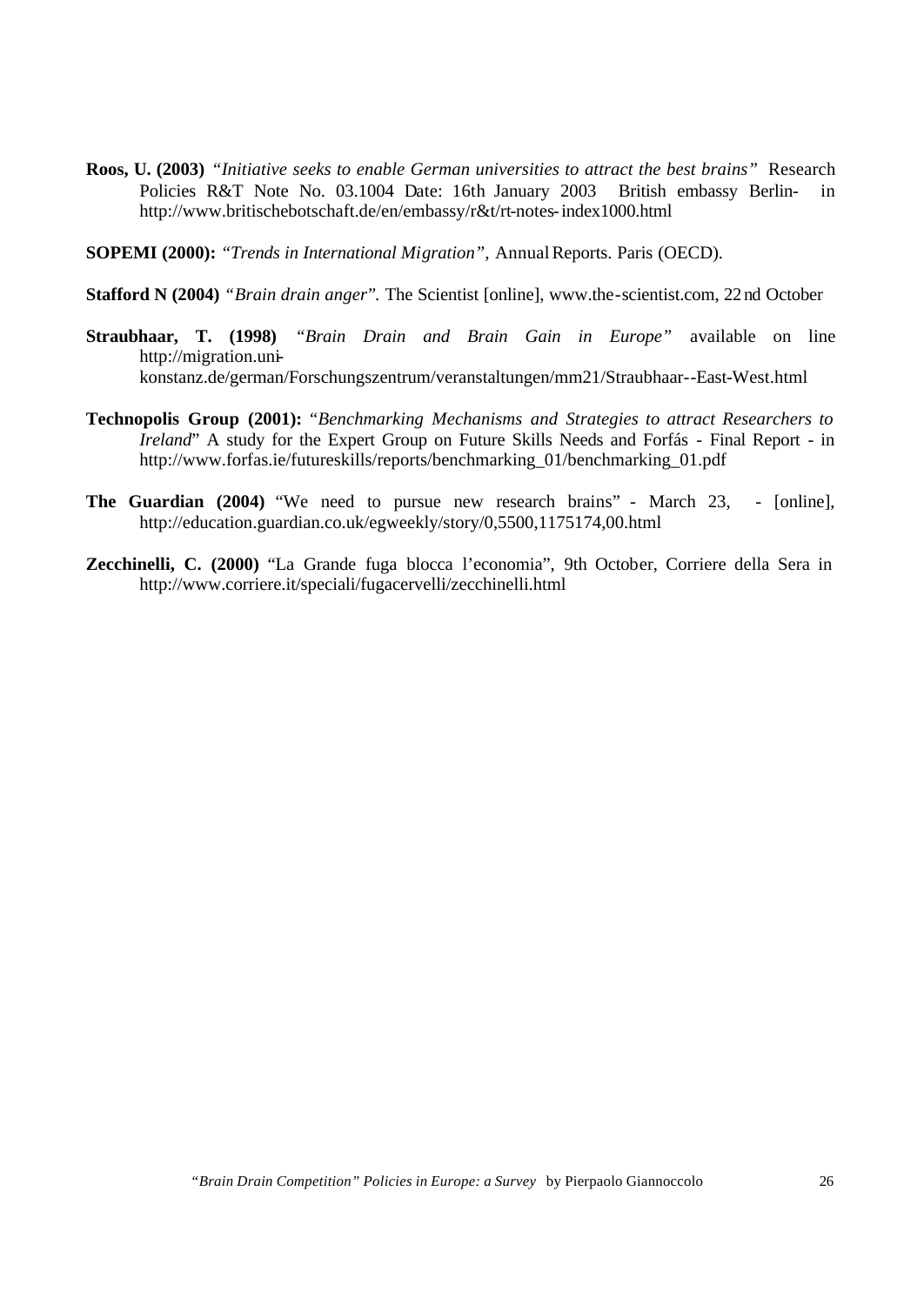**Roos, U. (2003)** *"Initiative seeks to enable German universities to attract the best brains"* Research Policies R&T Note No. 03.1004 Date: 16th January 2003 British embassy Berlin- in http://www.britischebotschaft.de/en/embassy/r&t/rt-notes-index1000.html

**SOPEMI (2000):** *"Trends in International Migration"*, Annual Reports. Paris (OECD).

**Stafford N (2004)** *"Brain drain anger".* The Scientist [online], www.the-scientist.com, 22nd October

**Straubhaar, T. (1998)** *"Brain Drain and Brain Gain in Europe"* available on line http://migration.uni-konstanz.de/german/Forschungszentrum/veranstaltungen/mm21/Straubhaar--East-West.html

**Technopolis Group (2001):** "*Benchmarking Mechanisms and Strategies to attract Researchers to Ireland*" A study for the Expert Group on Future Skills Needs and Forfás - Final Report - in http://www.forfas.ie/futureskills/reports/benchmarking_01/benchmarking_01.pdf

**The Guardian (2004)** "We need to pursue new research brains" - March 23, - [online], http://education.guardian.co.uk/egweekly/story/0,5500,1175174,00.html

**Zecchinelli, C. (2000)** "La Grande fuga blocca l'economia", 9th October, Corriere della Sera in http://www.corriere.it/speciali/fugacervelli/zecchinelli.html